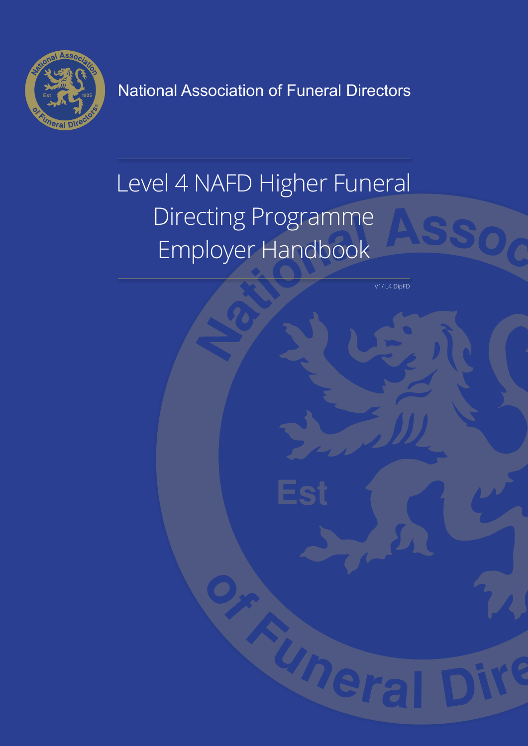National Association of Funeral Directors

# Level 4 NAFD Higher Funeral Directing Programme Employer Handbook

V1/ L4 DipFD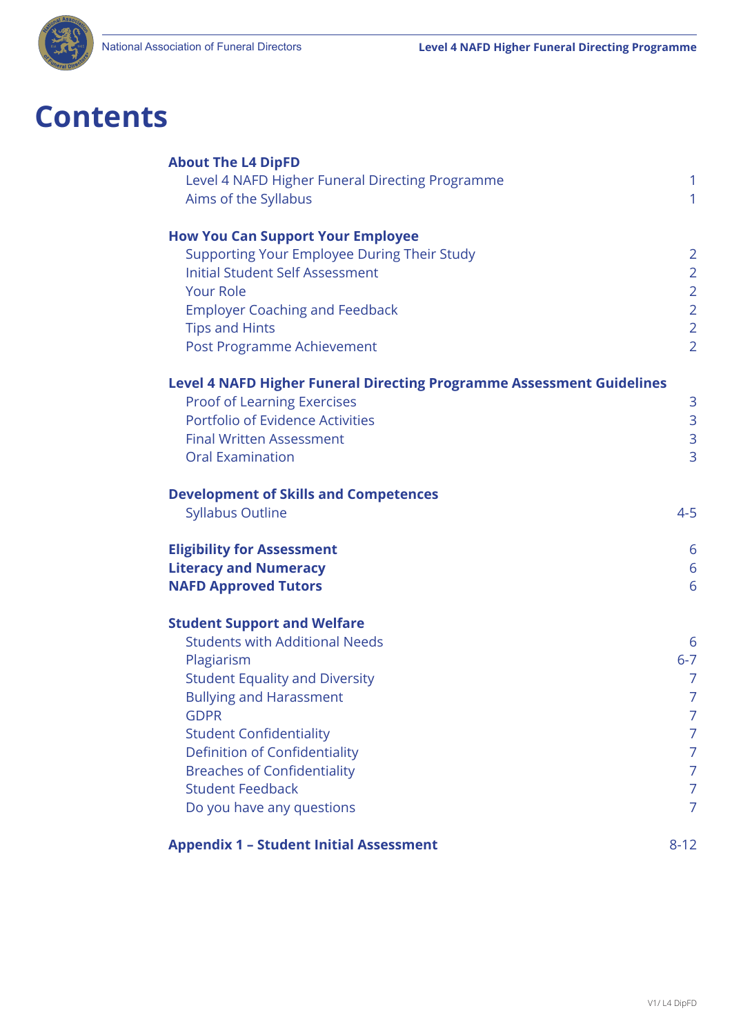# Contents

| | |
|---|---|
| **About The L4 DipFD** | |
| Level 4 NAFD Higher Funeral Directing Programme | 1 |
| Aims of the Syllabus | 1 |
| **How You Can Support Your Employee** | |
| Supporting Your Employee During Their Study | 2 |
| Initial Student Self Assessment | 2 |
| Your Role | 2 |
| Employer Coaching and Feedback | 2 |
| Tips and Hints | 2 |
| Post Programme Achievement | 2 |
| **Level 4 NAFD Higher Funeral Directing Programme Assessment Guidelines** | |
| Proof of Learning Exercises | 3 |
| Portfolio of Evidence Activities | 3 |
| Final Written Assessment | 3 |
| Oral Examination | 3 |
| **Development of Skills and Competences** | |
| Syllabus Outline | 4-5 |
| **Eligibility for Assessment** | 6 |
| **Literacy and Numeracy** | 6 |
| **NAFD Approved Tutors** | 6 |
| **Student Support and Welfare** | |
| Students with Additional Needs | 6 |
| Plagiarism | 6-7 |
| Student Equality and Diversity | 7 |
| Bullying and Harassment | 7 |
| GDPR | 7 |
| Student Confidentiality | 7 |
| Definition of Confidentiality | 7 |
| Breaches of Confidentiality | 7 |
| Student Feedback | 7 |
| Do you have any questions | 7 |
| **Appendix 1 – Student Initial Assessment** | 8-12 |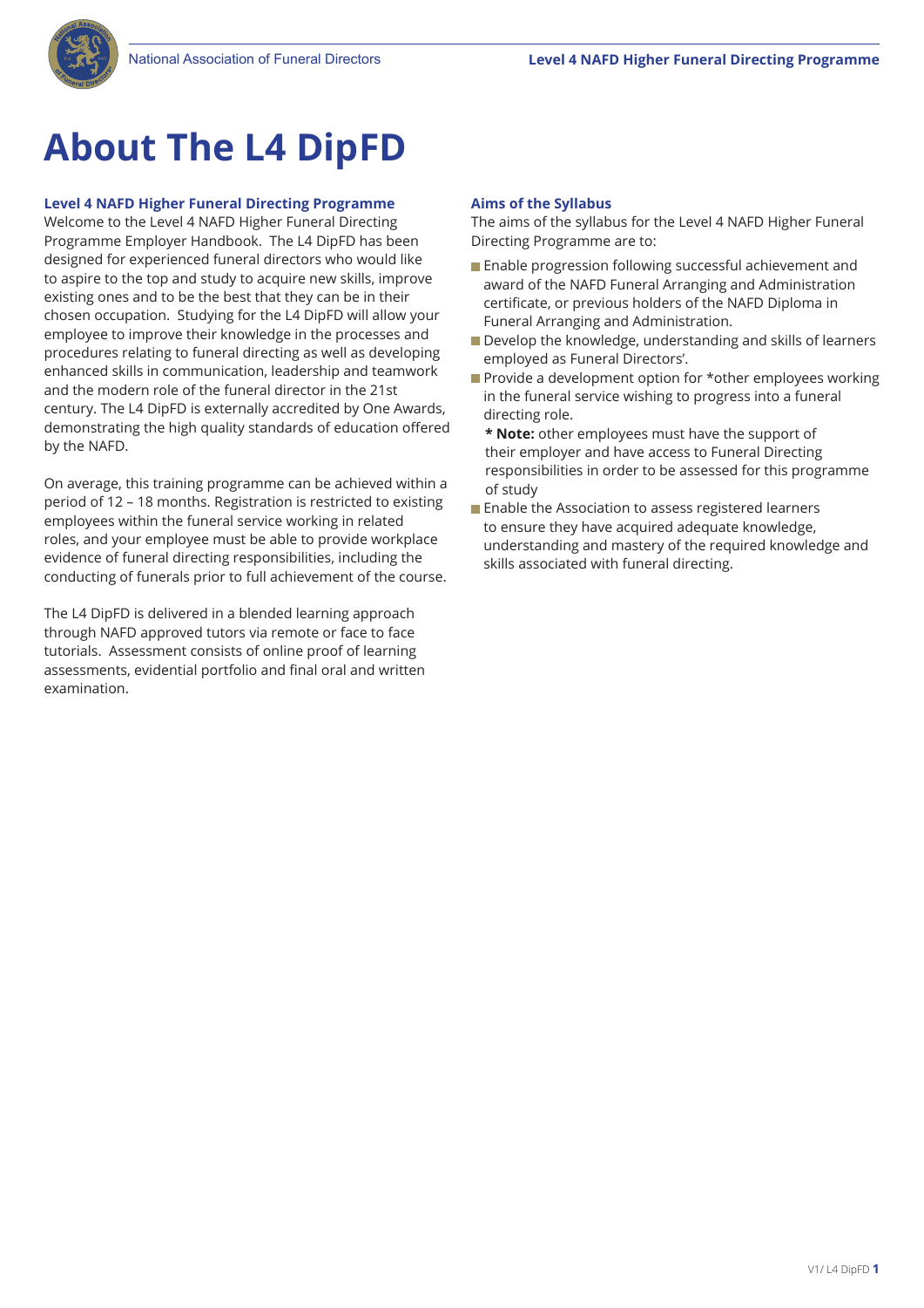# About The L4 DipFD

### Level 4 NAFD Higher Funeral Directing Programme

Welcome to the Level 4 NAFD Higher Funeral Directing Programme Employer Handbook. The L4 DipFD has been designed for experienced funeral directors who would like to aspire to the top and study to acquire new skills, improve existing ones and to be the best that they can be in their chosen occupation. Studying for the L4 DipFD will allow your employee to improve their knowledge in the processes and procedures relating to funeral directing as well as developing enhanced skills in communication, leadership and teamwork and the modern role of the funeral director in the 21st century. The L4 DipFD is externally accredited by One Awards, demonstrating the high quality standards of education offered by the NAFD.

On average, this training programme can be achieved within a period of 12 – 18 months. Registration is restricted to existing employees within the funeral service working in related roles, and your employee must be able to provide workplace evidence of funeral directing responsibilities, including the conducting of funerals prior to full achievement of the course.

The L4 DipFD is delivered in a blended learning approach through NAFD approved tutors via remote or face to face tutorials. Assessment consists of online proof of learning assessments, evidential portfolio and final oral and written examination.

### Aims of the Syllabus

The aims of the syllabus for the Level 4 NAFD Higher Funeral Directing Programme are to:

- Enable progression following successful achievement and award of the NAFD Funeral Arranging and Administration certificate, or previous holders of the NAFD Diploma in Funeral Arranging and Administration.
- Develop the knowledge, understanding and skills of learners employed as Funeral Directors'.
- Provide a development option for *other employees working in the funeral service wishing to progress into a funeral directing role.

  *** Note:** other employees must have the support of their employer and have access to Funeral Directing responsibilities in order to be assessed for this programme of study
- Enable the Association to assess registered learners to ensure they have acquired adequate knowledge, understanding and mastery of the required knowledge and skills associated with funeral directing.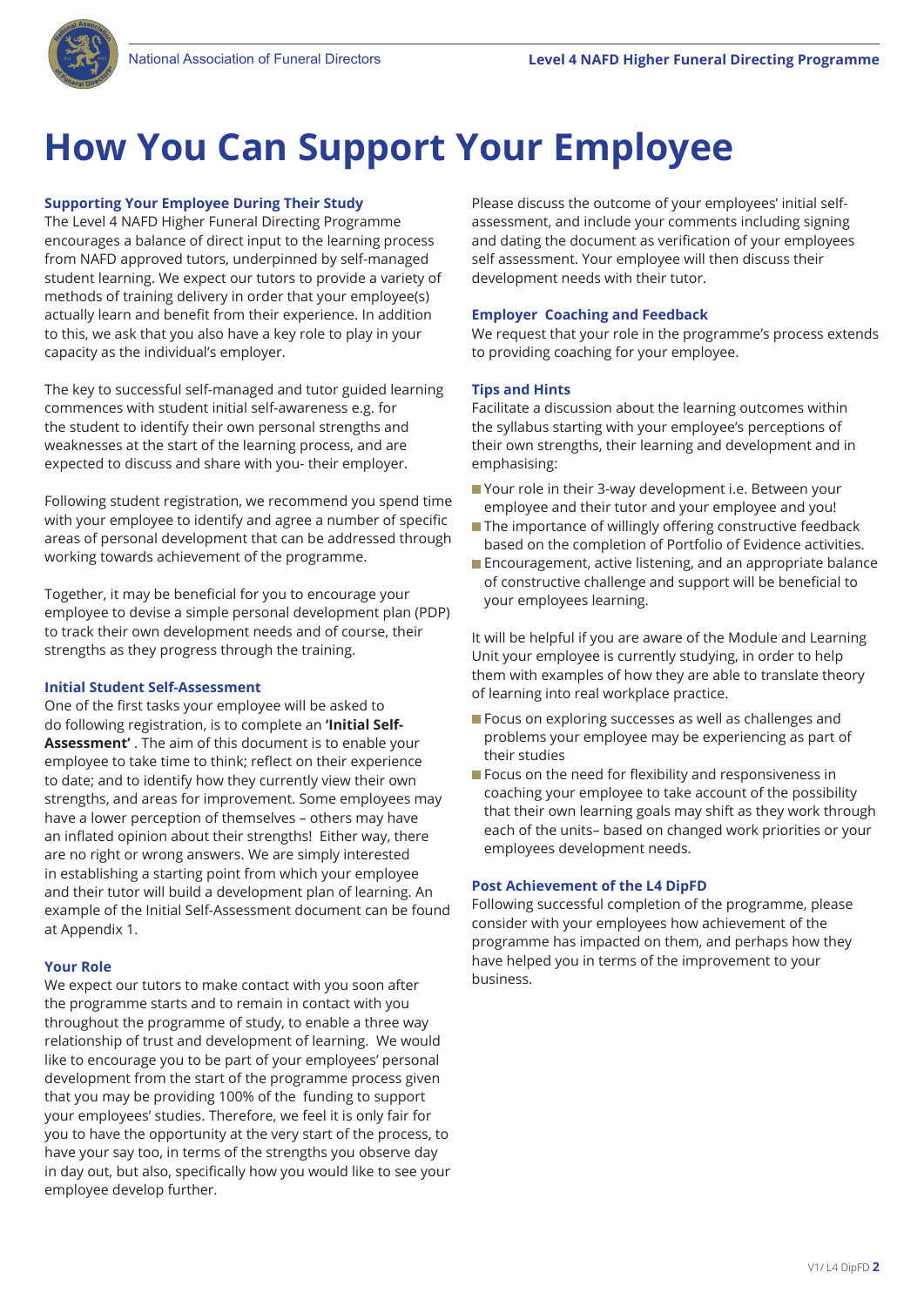# How You Can Support Your Employee

### Supporting Your Employee During Their Study

The Level 4 NAFD Higher Funeral Directing Programme encourages a balance of direct input to the learning process from NAFD approved tutors, underpinned by self-managed student learning. We expect our tutors to provide a variety of methods of training delivery in order that your employee(s) actually learn and benefit from their experience. In addition to this, we ask that you also have a key role to play in your capacity as the individual's employer.

The key to successful self-managed and tutor guided learning commences with student initial self-awareness e.g. for the student to identify their own personal strengths and weaknesses at the start of the learning process, and are expected to discuss and share with you- their employer.

Following student registration, we recommend you spend time with your employee to identify and agree a number of specific areas of personal development that can be addressed through working towards achievement of the programme.

Together, it may be beneficial for you to encourage your employee to devise a simple personal development plan (PDP) to track their own development needs and of course, their strengths as they progress through the training.

### Initial Student Self-Assessment

One of the first tasks your employee will be asked to do following registration, is to complete an **'Initial Self-Assessment'** . The aim of this document is to enable your employee to take time to think; reflect on their experience to date; and to identify how they currently view their own strengths, and areas for improvement. Some employees may have a lower perception of themselves – others may have an inflated opinion about their strengths! Either way, there are no right or wrong answers. We are simply interested in establishing a starting point from which your employee and their tutor will build a development plan of learning. An example of the Initial Self-Assessment document can be found at Appendix 1.

### Your Role

We expect our tutors to make contact with you soon after the programme starts and to remain in contact with you throughout the programme of study, to enable a three way relationship of trust and development of learning. We would like to encourage you to be part of your employees' personal development from the start of the programme process given that you may be providing 100% of the funding to support your employees' studies. Therefore, we feel it is only fair for you to have the opportunity at the very start of the process, to have your say too, in terms of the strengths you observe day in day out, but also, specifically how you would like to see your employee develop further.

Please discuss the outcome of your employees' initial self-assessment, and include your comments including signing and dating the document as verification of your employees self assessment. Your employee will then discuss their development needs with their tutor.

### Employer Coaching and Feedback

We request that your role in the programme's process extends to providing coaching for your employee.

### Tips and Hints

Facilitate a discussion about the learning outcomes within the syllabus starting with your employee's perceptions of their own strengths, their learning and development and in emphasising:

- Your role in their 3-way development i.e. Between your employee and their tutor and your employee and you!
- The importance of willingly offering constructive feedback based on the completion of Portfolio of Evidence activities.
- Encouragement, active listening, and an appropriate balance of constructive challenge and support will be beneficial to your employees learning.

It will be helpful if you are aware of the Module and Learning Unit your employee is currently studying, in order to help them with examples of how they are able to translate theory of learning into real workplace practice.

- Focus on exploring successes as well as challenges and problems your employee may be experiencing as part of their studies
- Focus on the need for flexibility and responsiveness in coaching your employee to take account of the possibility that their own learning goals may shift as they work through each of the units– based on changed work priorities or your employees development needs.

### Post Achievement of the L4 DipFD

Following successful completion of the programme, please consider with your employees how achievement of the programme has impacted on them, and perhaps how they have helped you in terms of the improvement to your business.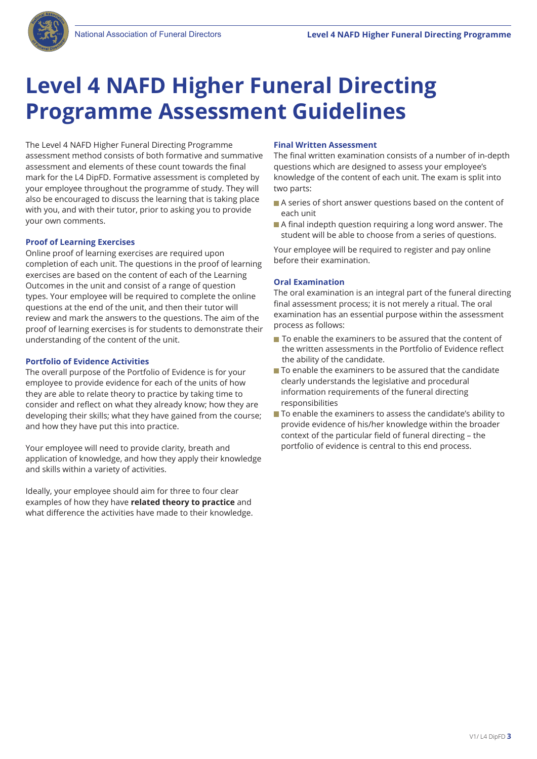# Level 4 NAFD Higher Funeral Directing Programme Assessment Guidelines

The Level 4 NAFD Higher Funeral Directing Programme assessment method consists of both formative and summative assessment and elements of these count towards the final mark for the L4 DipFD. Formative assessment is completed by your employee throughout the programme of study. They will also be encouraged to discuss the learning that is taking place with you, and with their tutor, prior to asking you to provide your own comments.

### Proof of Learning Exercises

Online proof of learning exercises are required upon completion of each unit. The questions in the proof of learning exercises are based on the content of each of the Learning Outcomes in the unit and consist of a range of question types. Your employee will be required to complete the online questions at the end of the unit, and then their tutor will review and mark the answers to the questions. The aim of the proof of learning exercises is for students to demonstrate their understanding of the content of the unit.

### Portfolio of Evidence Activities

The overall purpose of the Portfolio of Evidence is for your employee to provide evidence for each of the units of how they are able to relate theory to practice by taking time to consider and reflect on what they already know; how they are developing their skills; what they have gained from the course; and how they have put this into practice.

Your employee will need to provide clarity, breath and application of knowledge, and how they apply their knowledge and skills within a variety of activities.

Ideally, your employee should aim for three to four clear examples of how they have **related theory to practice** and what difference the activities have made to their knowledge.

### Final Written Assessment

The final written examination consists of a number of in-depth questions which are designed to assess your employee's knowledge of the content of each unit. The exam is split into two parts:

- A series of short answer questions based on the content of each unit
- A final indepth question requiring a long word answer. The student will be able to choose from a series of questions.

Your employee will be required to register and pay online before their examination.

### Oral Examination

The oral examination is an integral part of the funeral directing final assessment process; it is not merely a ritual. The oral examination has an essential purpose within the assessment process as follows:

- To enable the examiners to be assured that the content of the written assessments in the Portfolio of Evidence reflect the ability of the candidate.
- To enable the examiners to be assured that the candidate clearly understands the legislative and procedural information requirements of the funeral directing responsibilities
- To enable the examiners to assess the candidate's ability to provide evidence of his/her knowledge within the broader context of the particular field of funeral directing – the portfolio of evidence is central to this end process.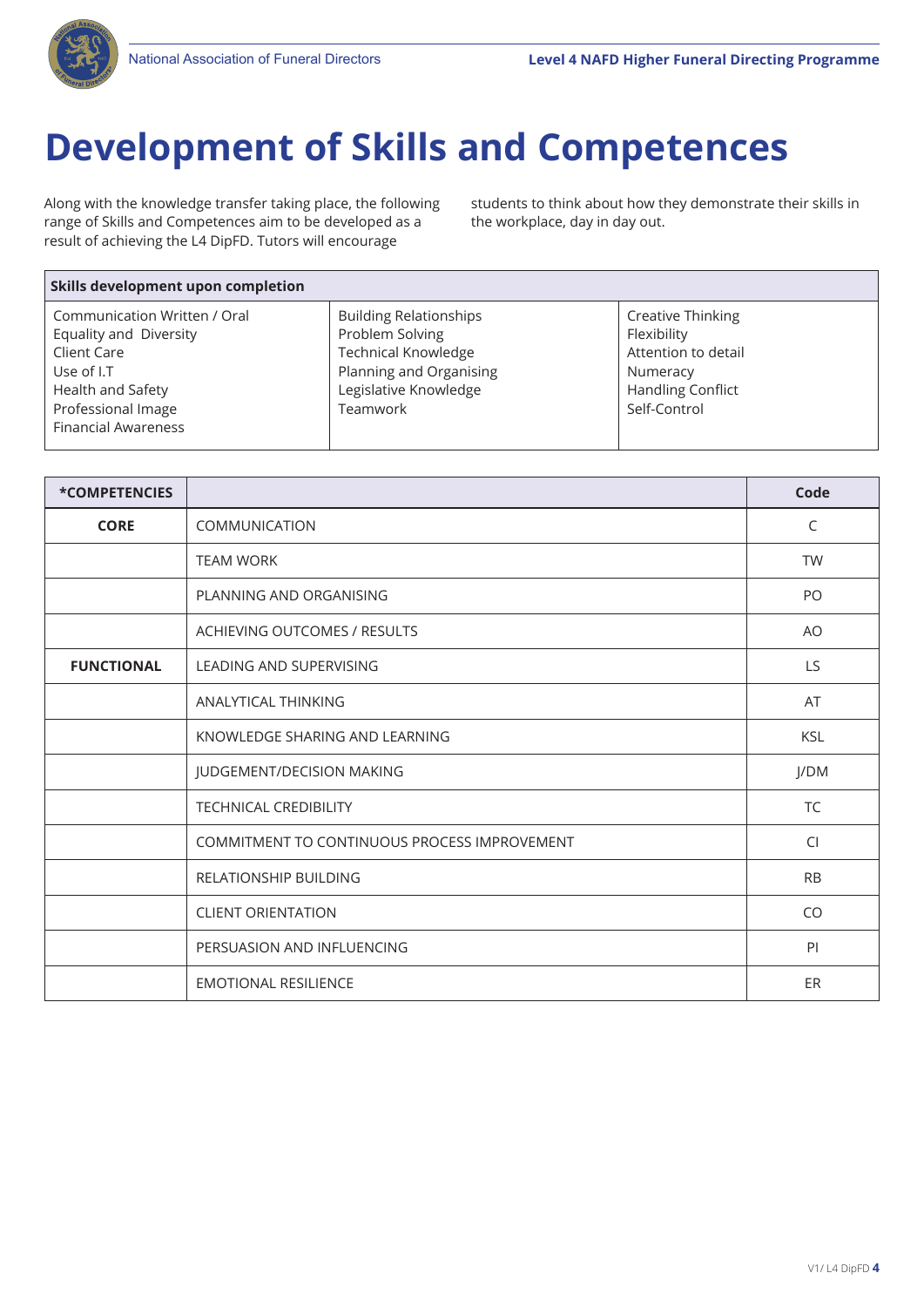# Development of Skills and Competences

Along with the knowledge transfer taking place, the following range of Skills and Competences aim to be developed as a result of achieving the L4 DipFD. Tutors will encourage students to think about how they demonstrate their skills in the workplace, day in day out.

| Skills development upon completion | | |
|---|---|---|
| Communication Written / Oral<br>Equality and Diversity<br>Client Care<br>Use of I.T<br>Health and Safety<br>Professional Image<br>Financial Awareness | Building Relationships<br>Problem Solving<br>Technical Knowledge<br>Planning and Organising<br>Legislative Knowledge<br>Teamwork | Creative Thinking<br>Flexibility<br>Attention to detail<br>Numeracy<br>Handling Conflict<br>Self-Control |

| *COMPETENCIES | | Code |
|---|---|---|
| **CORE** | COMMUNICATION | C |
| | TEAM WORK | TW |
| | PLANNING AND ORGANISING | PO |
| | ACHIEVING OUTCOMES / RESULTS | AO |
| **FUNCTIONAL** | LEADING AND SUPERVISING | LS |
| | ANALYTICAL THINKING | AT |
| | KNOWLEDGE SHARING AND LEARNING | KSL |
| | JUDGEMENT/DECISION MAKING | J/DM |
| | TECHNICAL CREDIBILITY | TC |
| | COMMITMENT TO CONTINUOUS PROCESS IMPROVEMENT | CI |
| | RELATIONSHIP BUILDING | RB |
| | CLIENT ORIENTATION | CO |
| | PERSUASION AND INFLUENCING | PI |
| | EMOTIONAL RESILIENCE | ER |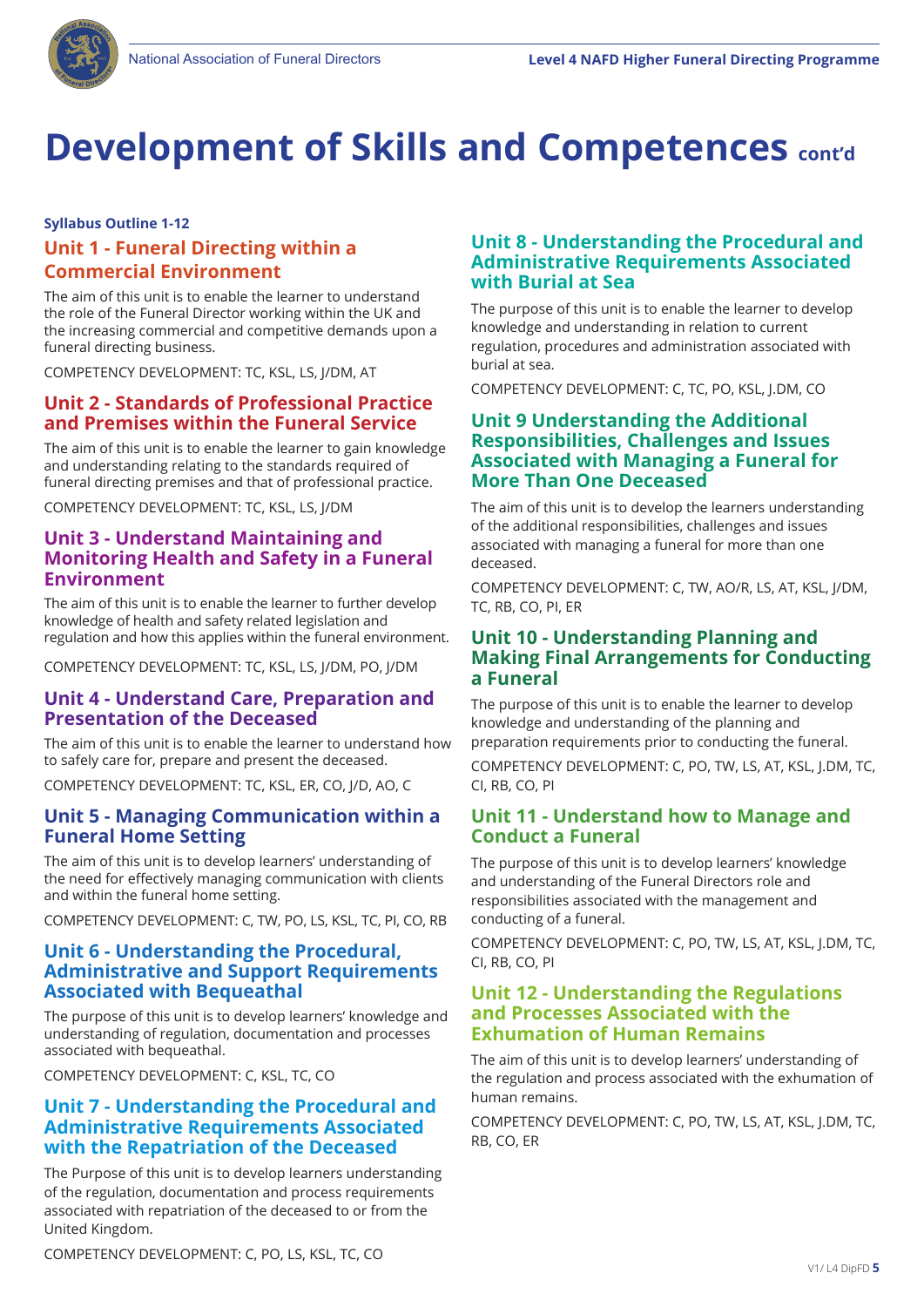# Development of Skills and Competences cont'd

**Syllabus Outline 1-12**

### Unit 1 - Funeral Directing within a Commercial Environment

The aim of this unit is to enable the learner to understand the role of the Funeral Director working within the UK and the increasing commercial and competitive demands upon a funeral directing business.

COMPETENCY DEVELOPMENT: TC, KSL, LS, J/DM, AT

### Unit 2 - Standards of Professional Practice and Premises within the Funeral Service

The aim of this unit is to enable the learner to gain knowledge and understanding relating to the standards required of funeral directing premises and that of professional practice.

COMPETENCY DEVELOPMENT: TC, KSL, LS, J/DM

### Unit 3 - Understand Maintaining and Monitoring Health and Safety in a Funeral Environment

The aim of this unit is to enable the learner to further develop knowledge of health and safety related legislation and regulation and how this applies within the funeral environment.

COMPETENCY DEVELOPMENT: TC, KSL, LS, J/DM, PO, J/DM

### Unit 4 - Understand Care, Preparation and Presentation of the Deceased

The aim of this unit is to enable the learner to understand how to safely care for, prepare and present the deceased.

COMPETENCY DEVELOPMENT: TC, KSL, ER, CO, J/D, AO, C

### Unit 5 - Managing Communication within a Funeral Home Setting

The aim of this unit is to develop learners' understanding of the need for effectively managing communication with clients and within the funeral home setting.

COMPETENCY DEVELOPMENT: C, TW, PO, LS, KSL, TC, PI, CO, RB

### Unit 6 - Understanding the Procedural, Administrative and Support Requirements Associated with Bequeathal

The purpose of this unit is to develop learners' knowledge and understanding of regulation, documentation and processes associated with bequeathal.

COMPETENCY DEVELOPMENT: C, KSL, TC, CO

### Unit 7 - Understanding the Procedural and Administrative Requirements Associated with the Repatriation of the Deceased

The Purpose of this unit is to develop learners understanding of the regulation, documentation and process requirements associated with repatriation of the deceased to or from the United Kingdom.

COMPETENCY DEVELOPMENT: C, PO, LS, KSL, TC, CO

### Unit 8 - Understanding the Procedural and Administrative Requirements Associated with Burial at Sea

The purpose of this unit is to enable the learner to develop knowledge and understanding in relation to current regulation, procedures and administration associated with burial at sea.

COMPETENCY DEVELOPMENT: C, TC, PO, KSL, J.DM, CO

### Unit 9 Understanding the Additional Responsibilities, Challenges and Issues Associated with Managing a Funeral for More Than One Deceased

The aim of this unit is to develop the learners understanding of the additional responsibilities, challenges and issues associated with managing a funeral for more than one deceased.

COMPETENCY DEVELOPMENT: C, TW, AO/R, LS, AT, KSL, J/DM, TC, RB, CO, PI, ER

### Unit 10 - Understanding Planning and Making Final Arrangements for Conducting a Funeral

The purpose of this unit is to enable the learner to develop knowledge and understanding of the planning and preparation requirements prior to conducting the funeral.

COMPETENCY DEVELOPMENT: C, PO, TW, LS, AT, KSL, J.DM, TC, CI, RB, CO, PI

### Unit 11 - Understand how to Manage and Conduct a Funeral

The purpose of this unit is to develop learners' knowledge and understanding of the Funeral Directors role and responsibilities associated with the management and conducting of a funeral.

COMPETENCY DEVELOPMENT: C, PO, TW, LS, AT, KSL, J.DM, TC, CI, RB, CO, PI

### Unit 12 - Understanding the Regulations and Processes Associated with the Exhumation of Human Remains

The aim of this unit is to develop learners' understanding of the regulation and process associated with the exhumation of human remains.

COMPETENCY DEVELOPMENT: C, PO, TW, LS, AT, KSL, J.DM, TC, RB, CO, ER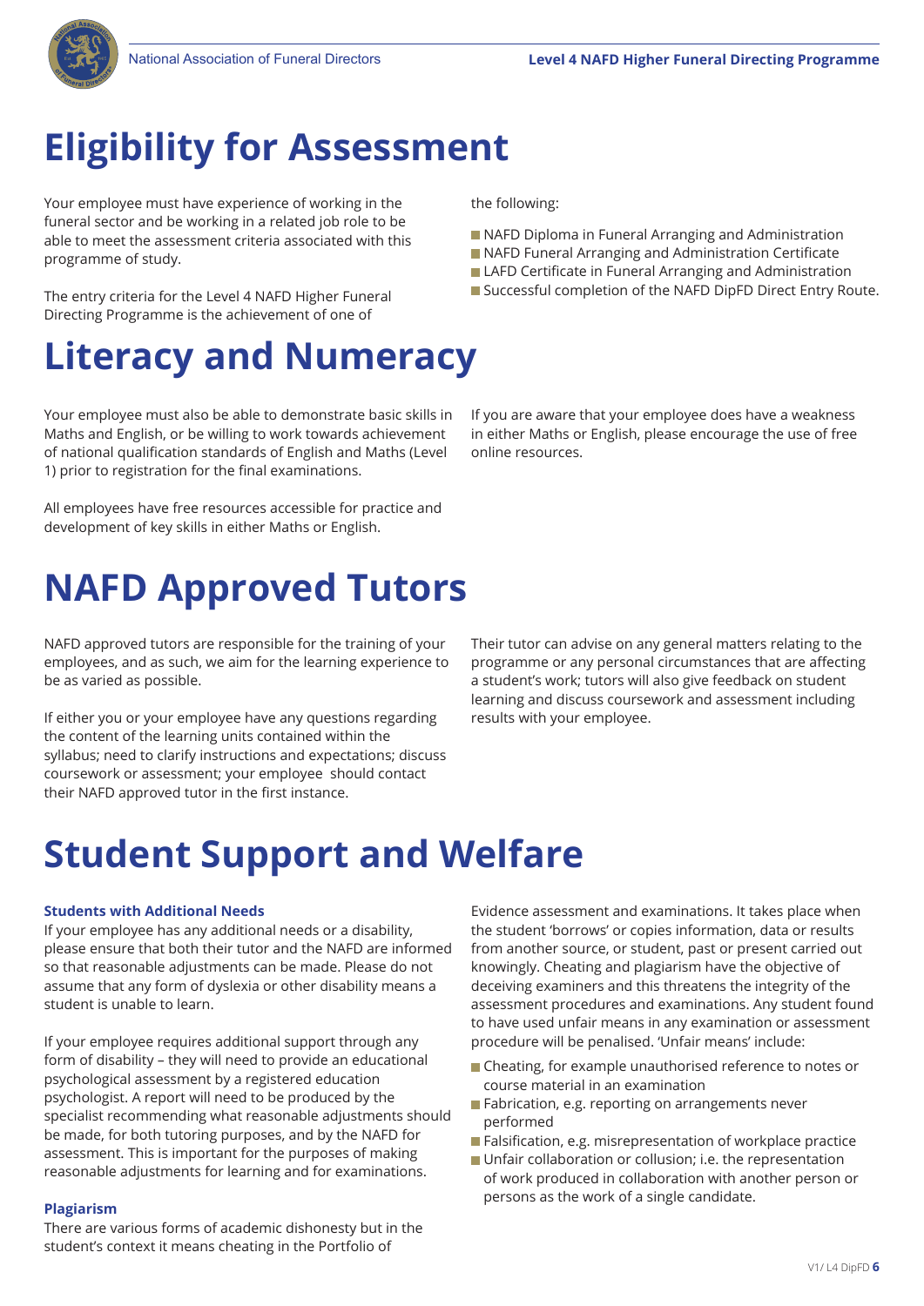# Eligibility for Assessment

Your employee must have experience of working in the funeral sector and be working in a related job role to be able to meet the assessment criteria associated with this programme of study.

The entry criteria for the Level 4 NAFD Higher Funeral Directing Programme is the achievement of one of the following:

- NAFD Diploma in Funeral Arranging and Administration
- NAFD Funeral Arranging and Administration Certificate
- LAFD Certificate in Funeral Arranging and Administration
- Successful completion of the NAFD DipFD Direct Entry Route.

# Literacy and Numeracy

Your employee must also be able to demonstrate basic skills in Maths and English, or be willing to work towards achievement of national qualification standards of English and Maths (Level 1) prior to registration for the final examinations.

All employees have free resources accessible for practice and development of key skills in either Maths or English.

If you are aware that your employee does have a weakness in either Maths or English, please encourage the use of free online resources.

# NAFD Approved Tutors

NAFD approved tutors are responsible for the training of your employees, and as such, we aim for the learning experience to be as varied as possible.

If either you or your employee have any questions regarding the content of the learning units contained within the syllabus; need to clarify instructions and expectations; discuss coursework or assessment; your employee should contact their NAFD approved tutor in the first instance.

Their tutor can advise on any general matters relating to the programme or any personal circumstances that are affecting a student's work; tutors will also give feedback on student learning and discuss coursework and assessment including results with your employee.

# Student Support and Welfare

### Students with Additional Needs

If your employee has any additional needs or a disability, please ensure that both their tutor and the NAFD are informed so that reasonable adjustments can be made. Please do not assume that any form of dyslexia or other disability means a student is unable to learn.

If your employee requires additional support through any form of disability – they will need to provide an educational psychological assessment by a registered education psychologist. A report will need to be produced by the specialist recommending what reasonable adjustments should be made, for both tutoring purposes, and by the NAFD for assessment. This is important for the purposes of making reasonable adjustments for learning and for examinations.

### Plagiarism

There are various forms of academic dishonesty but in the student's context it means cheating in the Portfolio of Evidence assessment and examinations. It takes place when the student 'borrows' or copies information, data or results from another source, or student, past or present carried out knowingly. Cheating and plagiarism have the objective of deceiving examiners and this threatens the integrity of the assessment procedures and examinations. Any student found to have used unfair means in any examination or assessment procedure will be penalised. 'Unfair means' include:

- Cheating, for example unauthorised reference to notes or course material in an examination
- Fabrication, e.g. reporting on arrangements never performed
- Falsification, e.g. misrepresentation of workplace practice
- Unfair collaboration or collusion; i.e. the representation of work produced in collaboration with another person or persons as the work of a single candidate.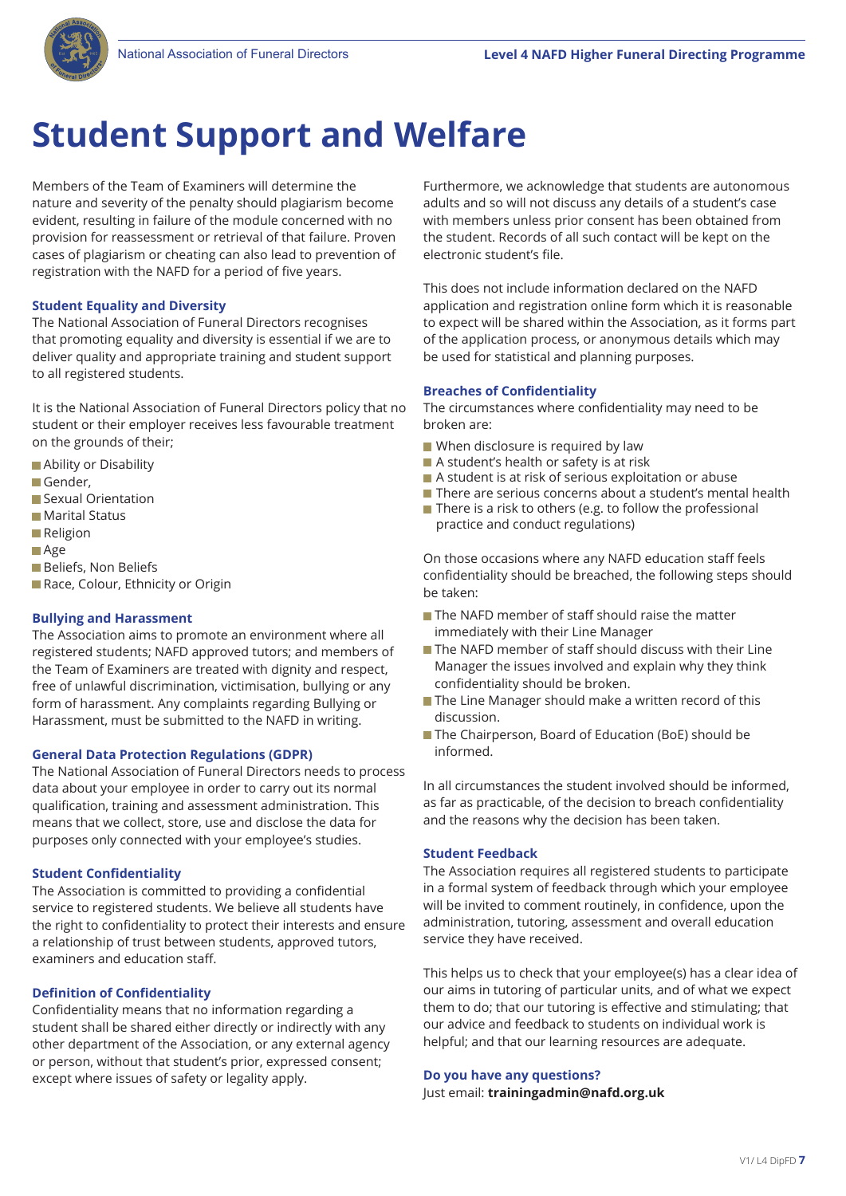# Student Support and Welfare

Members of the Team of Examiners will determine the nature and severity of the penalty should plagiarism become evident, resulting in failure of the module concerned with no provision for reassessment or retrieval of that failure. Proven cases of plagiarism or cheating can also lead to prevention of registration with the NAFD for a period of five years.

### Student Equality and Diversity

The National Association of Funeral Directors recognises that promoting equality and diversity is essential if we are to deliver quality and appropriate training and student support to all registered students.

It is the National Association of Funeral Directors policy that no student or their employer receives less favourable treatment on the grounds of their;

- Ability or Disability
- Gender,
- Sexual Orientation
- Marital Status
- Religion
- Age
- Beliefs, Non Beliefs
- Race, Colour, Ethnicity or Origin

### Bullying and Harassment

The Association aims to promote an environment where all registered students; NAFD approved tutors; and members of the Team of Examiners are treated with dignity and respect, free of unlawful discrimination, victimisation, bullying or any form of harassment. Any complaints regarding Bullying or Harassment, must be submitted to the NAFD in writing.

### General Data Protection Regulations (GDPR)

The National Association of Funeral Directors needs to process data about your employee in order to carry out its normal qualification, training and assessment administration. This means that we collect, store, use and disclose the data for purposes only connected with your employee's studies.

### Student Confidentiality

The Association is committed to providing a confidential service to registered students. We believe all students have the right to confidentiality to protect their interests and ensure a relationship of trust between students, approved tutors, examiners and education staff.

### Definition of Confidentiality

Confidentiality means that no information regarding a student shall be shared either directly or indirectly with any other department of the Association, or any external agency or person, without that student's prior, expressed consent; except where issues of safety or legality apply.

Furthermore, we acknowledge that students are autonomous adults and so will not discuss any details of a student's case with members unless prior consent has been obtained from the student. Records of all such contact will be kept on the electronic student's file.

This does not include information declared on the NAFD application and registration online form which it is reasonable to expect will be shared within the Association, as it forms part of the application process, or anonymous details which may be used for statistical and planning purposes.

### Breaches of Confidentiality

The circumstances where confidentiality may need to be broken are:

- When disclosure is required by law
- A student's health or safety is at risk
- A student is at risk of serious exploitation or abuse
- There are serious concerns about a student's mental health
- There is a risk to others (e.g. to follow the professional practice and conduct regulations)

On those occasions where any NAFD education staff feels confidentiality should be breached, the following steps should be taken:

- The NAFD member of staff should raise the matter immediately with their Line Manager
- The NAFD member of staff should discuss with their Line Manager the issues involved and explain why they think confidentiality should be broken.
- The Line Manager should make a written record of this discussion.
- The Chairperson, Board of Education (BoE) should be informed.

In all circumstances the student involved should be informed, as far as practicable, of the decision to breach confidentiality and the reasons why the decision has been taken.

### Student Feedback

The Association requires all registered students to participate in a formal system of feedback through which your employee will be invited to comment routinely, in confidence, upon the administration, tutoring, assessment and overall education service they have received.

This helps us to check that your employee(s) has a clear idea of our aims in tutoring of particular units, and of what we expect them to do; that our tutoring is effective and stimulating; that our advice and feedback to students on individual work is helpful; and that our learning resources are adequate.

### Do you have any questions?

Just email: **trainingadmin@nafd.org.uk**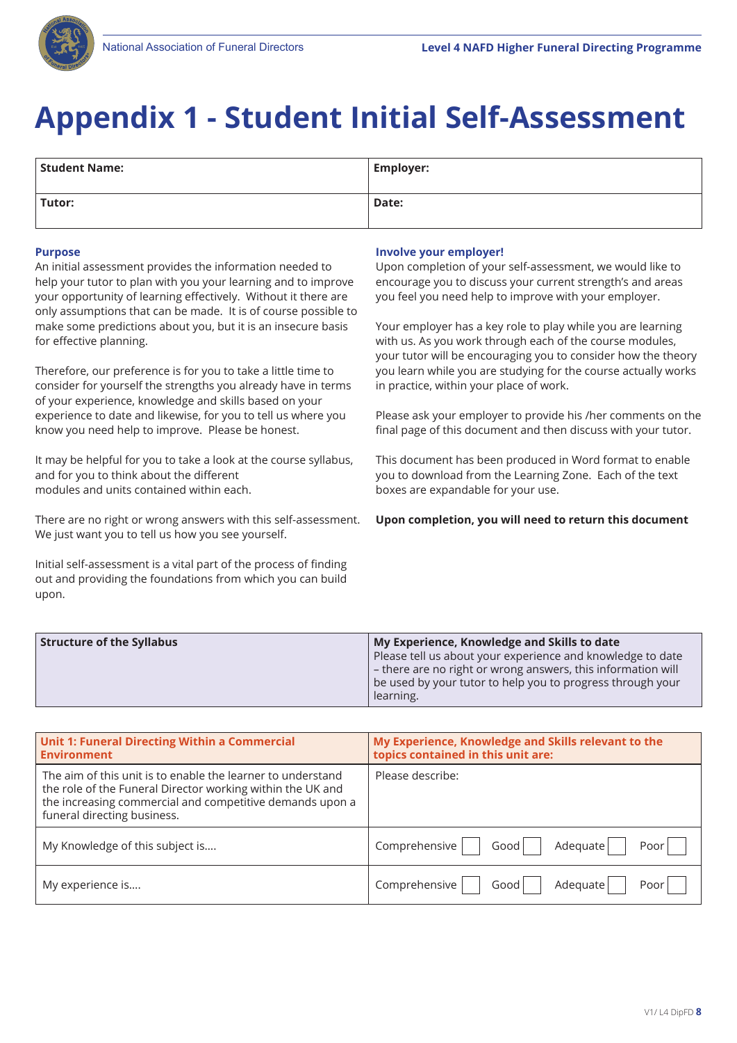# Appendix 1 - Student Initial Self-Assessment

| Student Name: | Employer: |
|---|---|
| **Tutor:** | **Date:** |

**Purpose**

An initial assessment provides the information needed to help your tutor to plan with you your learning and to improve your opportunity of learning effectively. Without it there are only assumptions that can be made. It is of course possible to make some predictions about you, but it is an insecure basis for effective planning.

Therefore, our preference is for you to take a little time to consider for yourself the strengths you already have in terms of your experience, knowledge and skills based on your experience to date and likewise, for you to tell us where you know you need help to improve. Please be honest.

It may be helpful for you to take a look at the course syllabus, and for you to think about the different modules and units contained within each.

There are no right or wrong answers with this self-assessment. We just want you to tell us how you see yourself.

Initial self-assessment is a vital part of the process of finding out and providing the foundations from which you can build upon.

**Involve your employer!**

Upon completion of your self-assessment, we would like to encourage you to discuss your current strength's and areas you feel you need help to improve with your employer.

Your employer has a key role to play while you are learning with us. As you work through each of the course modules, your tutor will be encouraging you to consider how the theory you learn while you are studying for the course actually works in practice, within your place of work.

Please ask your employer to provide his /her comments on the final page of this document and then discuss with your tutor.

This document has been produced in Word format to enable you to download from the Learning Zone. Each of the text boxes are expandable for your use.

**Upon completion, you will need to return this document**

| Structure of the Syllabus | My Experience, Knowledge and Skills to date<br>Please tell us about your experience and knowledge to date – there are no right or wrong answers, this information will be used by your tutor to help you to progress through your learning. |
|---|---|

| Unit 1: Funeral Directing Within a Commercial Environment | My Experience, Knowledge and Skills relevant to the topics contained in this unit are: |
|---|---|
| The aim of this unit is to enable the learner to understand the role of the Funeral Director working within the UK and the increasing commercial and competitive demands upon a funeral directing business. | Please describe: |
| My Knowledge of this subject is.... | Comprehensive ☐ Good ☐ Adequate ☐ Poor ☐ |
| My experience is.... | Comprehensive ☐ Good ☐ Adequate ☐ Poor ☐ |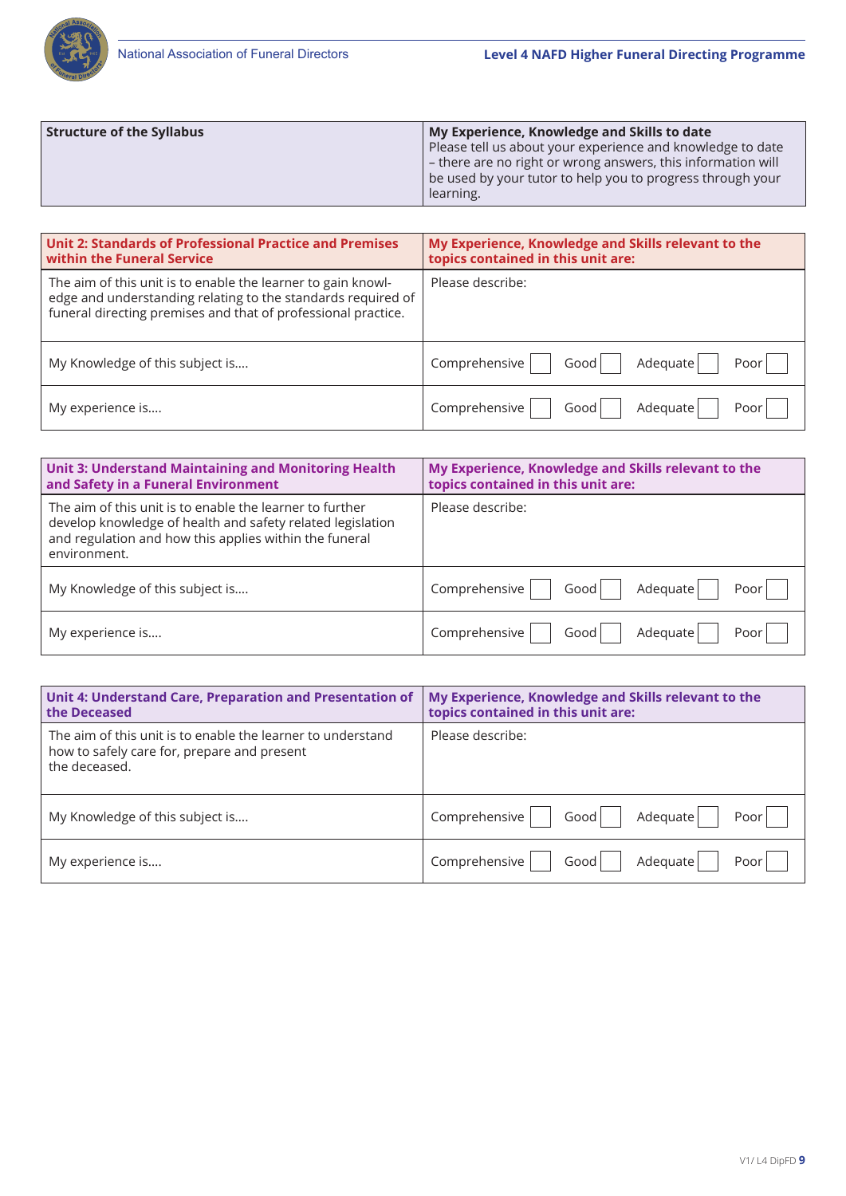| Structure of the Syllabus | My Experience, Knowledge and Skills to date<br>Please tell us about your experience and knowledge to date – there are no right or wrong answers, this information will be used by your tutor to help you to progress through your learning. |
|---|---|

| Unit 2: Standards of Professional Practice and Premises within the Funeral Service | My Experience, Knowledge and Skills relevant to the topics contained in this unit are: |
|---|---|
| The aim of this unit is to enable the learner to gain knowledge and understanding relating to the standards required of funeral directing premises and that of professional practice. | Please describe: |
| My Knowledge of this subject is.... | Comprehensive ☐ Good ☐ Adequate ☐ Poor ☐ |
| My experience is.... | Comprehensive ☐ Good ☐ Adequate ☐ Poor ☐ |

| Unit 3: Understand Maintaining and Monitoring Health and Safety in a Funeral Environment | My Experience, Knowledge and Skills relevant to the topics contained in this unit are: |
|---|---|
| The aim of this unit is to enable the learner to further develop knowledge of health and safety related legislation and regulation and how this applies within the funeral environment. | Please describe: |
| My Knowledge of this subject is.... | Comprehensive ☐ Good ☐ Adequate ☐ Poor ☐ |
| My experience is.... | Comprehensive ☐ Good ☐ Adequate ☐ Poor ☐ |

| Unit 4: Understand Care, Preparation and Presentation of the Deceased | My Experience, Knowledge and Skills relevant to the topics contained in this unit are: |
|---|---|
| The aim of this unit is to enable the learner to understand how to safely care for, prepare and present the deceased. | Please describe: |
| My Knowledge of this subject is.... | Comprehensive ☐ Good ☐ Adequate ☐ Poor ☐ |
| My experience is.... | Comprehensive ☐ Good ☐ Adequate ☐ Poor ☐ |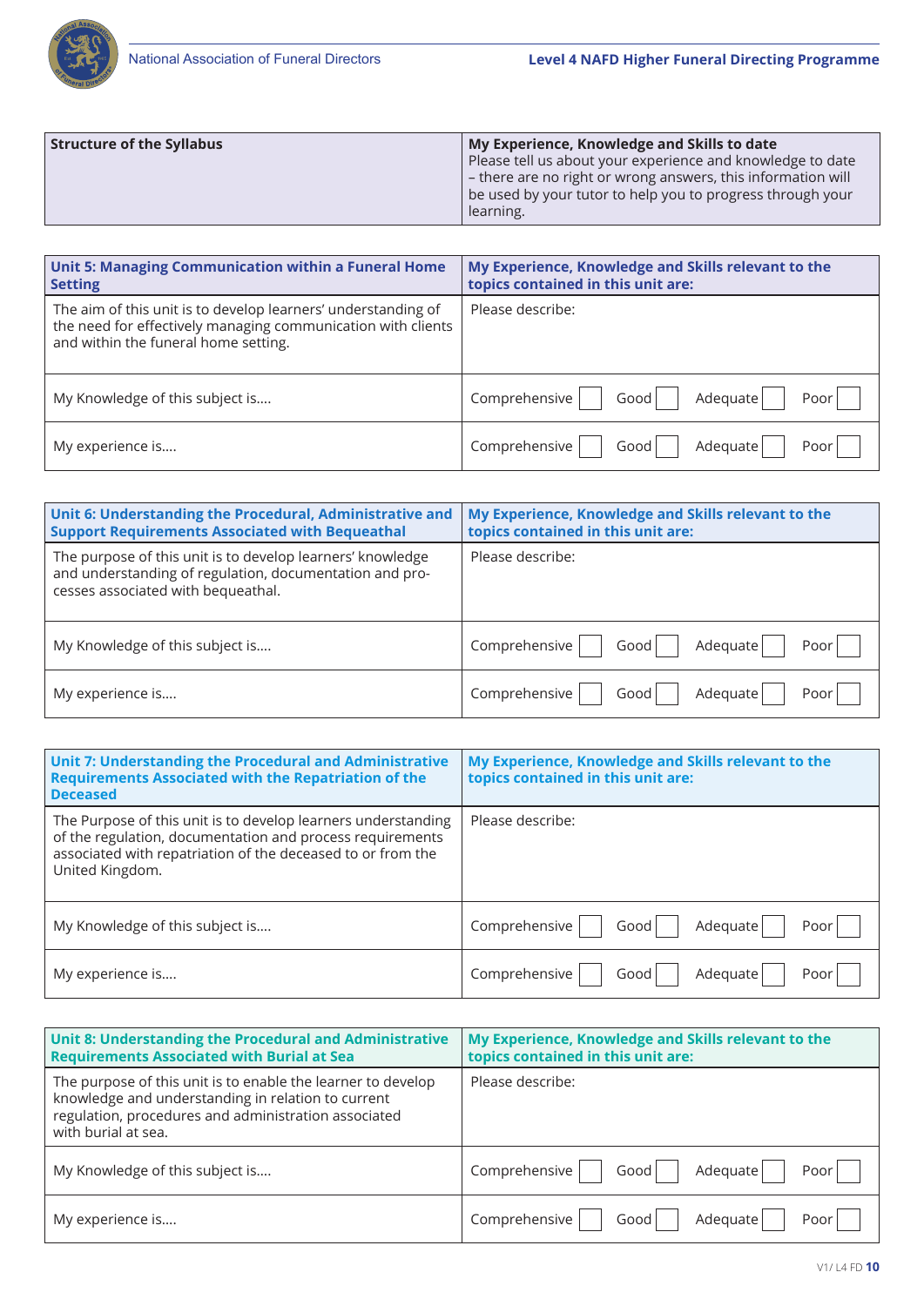| Structure of the Syllabus | My Experience, Knowledge and Skills to date<br>Please tell us about your experience and knowledge to date – there are no right or wrong answers, this information will be used by your tutor to help you to progress through your learning. |
|---|---|

| Unit 5: Managing Communication within a Funeral Home Setting | My Experience, Knowledge and Skills relevant to the topics contained in this unit are: |
|---|---|
| The aim of this unit is to develop learners' understanding of the need for effectively managing communication with clients and within the funeral home setting. | Please describe: |
| My Knowledge of this subject is.... | Comprehensive ☐ Good ☐ Adequate ☐ Poor ☐ |
| My experience is.... | Comprehensive ☐ Good ☐ Adequate ☐ Poor ☐ |

| Unit 6: Understanding the Procedural, Administrative and Support Requirements Associated with Bequeathal | My Experience, Knowledge and Skills relevant to the topics contained in this unit are: |
|---|---|
| The purpose of this unit is to develop learners' knowledge and understanding of regulation, documentation and processes associated with bequeathal. | Please describe: |
| My Knowledge of this subject is.... | Comprehensive ☐ Good ☐ Adequate ☐ Poor ☐ |
| My experience is.... | Comprehensive ☐ Good ☐ Adequate ☐ Poor ☐ |

| Unit 7: Understanding the Procedural and Administrative Requirements Associated with the Repatriation of the Deceased | My Experience, Knowledge and Skills relevant to the topics contained in this unit are: |
|---|---|
| The Purpose of this unit is to develop learners understanding of the regulation, documentation and process requirements associated with repatriation of the deceased to or from the United Kingdom. | Please describe: |
| My Knowledge of this subject is.... | Comprehensive ☐ Good ☐ Adequate ☐ Poor ☐ |
| My experience is.... | Comprehensive ☐ Good ☐ Adequate ☐ Poor ☐ |

| Unit 8: Understanding the Procedural and Administrative Requirements Associated with Burial at Sea | My Experience, Knowledge and Skills relevant to the topics contained in this unit are: |
|---|---|
| The purpose of this unit is to enable the learner to develop knowledge and understanding in relation to current regulation, procedures and administration associated with burial at sea. | Please describe: |
| My Knowledge of this subject is.... | Comprehensive ☐ Good ☐ Adequate ☐ Poor ☐ |
| My experience is.... | Comprehensive ☐ Good ☐ Adequate ☐ Poor ☐ |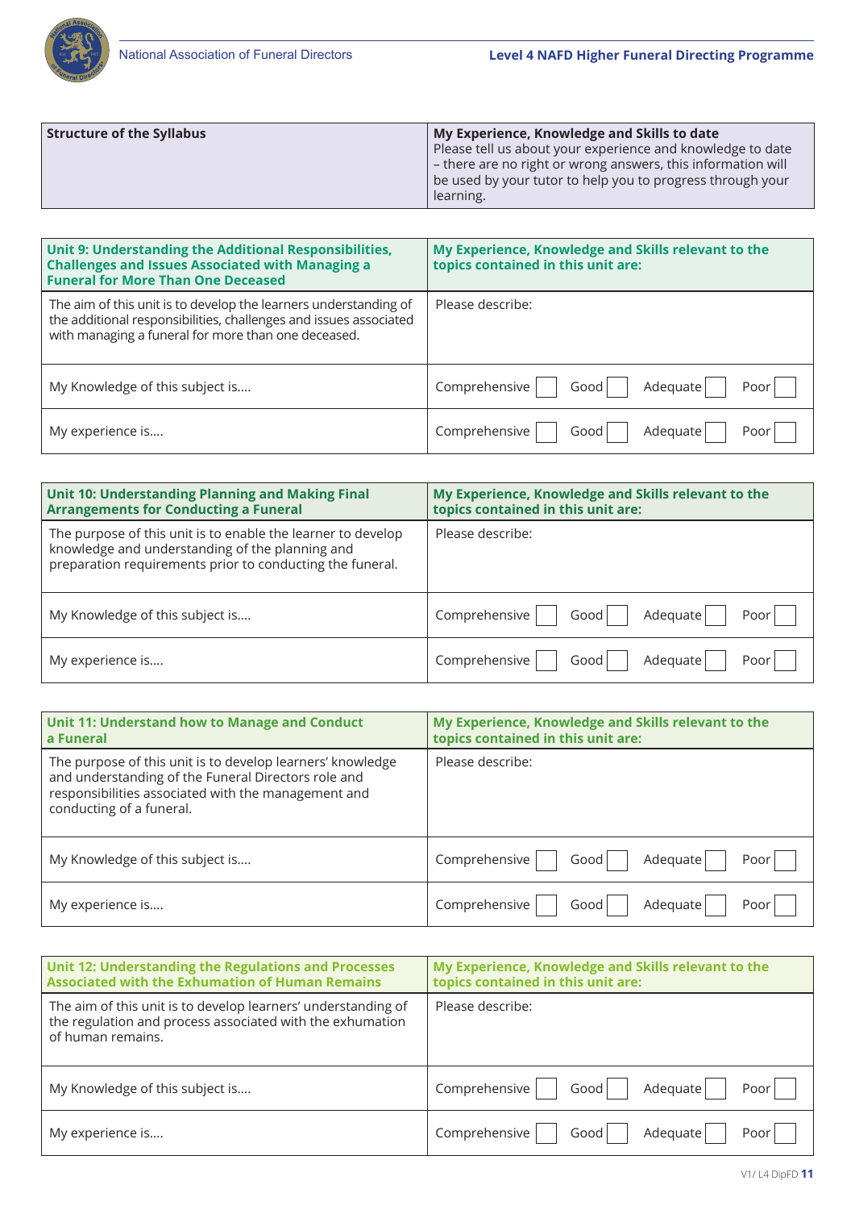| Structure of the Syllabus | My Experience, Knowledge and Skills to date<br>Please tell us about your experience and knowledge to date – there are no right or wrong answers, this information will be used by your tutor to help you to progress through your learning. |
|---|---|

| Unit 9: Understanding the Additional Responsibilities, Challenges and Issues Associated with Managing a Funeral for More Than One Deceased | My Experience, Knowledge and Skills relevant to the topics contained in this unit are: |
|---|---|
| The aim of this unit is to develop the learners understanding of the additional responsibilities, challenges and issues associated with managing a funeral for more than one deceased. | Please describe: |
| My Knowledge of this subject is.... | Comprehensive ☐ Good ☐ Adequate ☐ Poor ☐ |
| My experience is.... | Comprehensive ☐ Good ☐ Adequate ☐ Poor ☐ |

| Unit 10: Understanding Planning and Making Final Arrangements for Conducting a Funeral | My Experience, Knowledge and Skills relevant to the topics contained in this unit are: |
|---|---|
| The purpose of this unit is to enable the learner to develop knowledge and understanding of the planning and preparation requirements prior to conducting the funeral. | Please describe: |
| My Knowledge of this subject is.... | Comprehensive ☐ Good ☐ Adequate ☐ Poor ☐ |
| My experience is.... | Comprehensive ☐ Good ☐ Adequate ☐ Poor ☐ |

| Unit 11: Understand how to Manage and Conduct a Funeral | My Experience, Knowledge and Skills relevant to the topics contained in this unit are: |
|---|---|
| The purpose of this unit is to develop learners' knowledge and understanding of the Funeral Directors role and responsibilities associated with the management and conducting of a funeral. | Please describe: |
| My Knowledge of this subject is.... | Comprehensive ☐ Good ☐ Adequate ☐ Poor ☐ |
| My experience is.... | Comprehensive ☐ Good ☐ Adequate ☐ Poor ☐ |

| Unit 12: Understanding the Regulations and Processes Associated with the Exhumation of Human Remains | My Experience, Knowledge and Skills relevant to the topics contained in this unit are: |
|---|---|
| The aim of this unit is to develop learners' understanding of the regulation and process associated with the exhumation of human remains. | Please describe: |
| My Knowledge of this subject is.... | Comprehensive ☐ Good ☐ Adequate ☐ Poor ☐ |
| My experience is.... | Comprehensive ☐ Good ☐ Adequate ☐ Poor ☐ |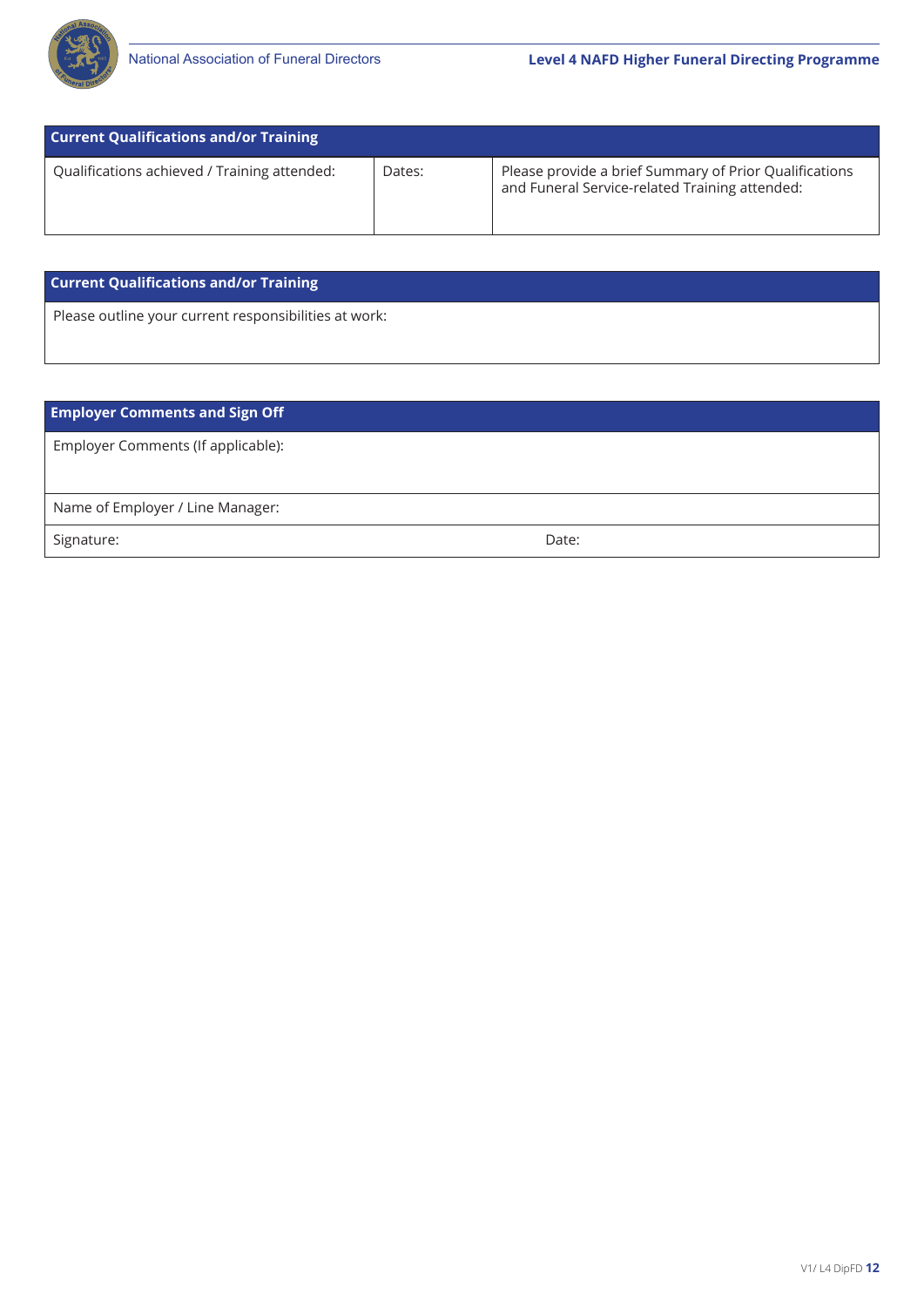| Current Qualifications and/or Training | | |
|---|---|---|
| Qualifications achieved / Training attended: | Dates: | Please provide a brief Summary of Prior Qualifications and Funeral Service-related Training attended: |

| Current Qualifications and/or Training |
|---|
| Please outline your current responsibilities at work: |

| Employer Comments and Sign Off | |
|---|---|
| Employer Comments (If applicable): | |
| Name of Employer / Line Manager: | |
| Signature: | Date: |